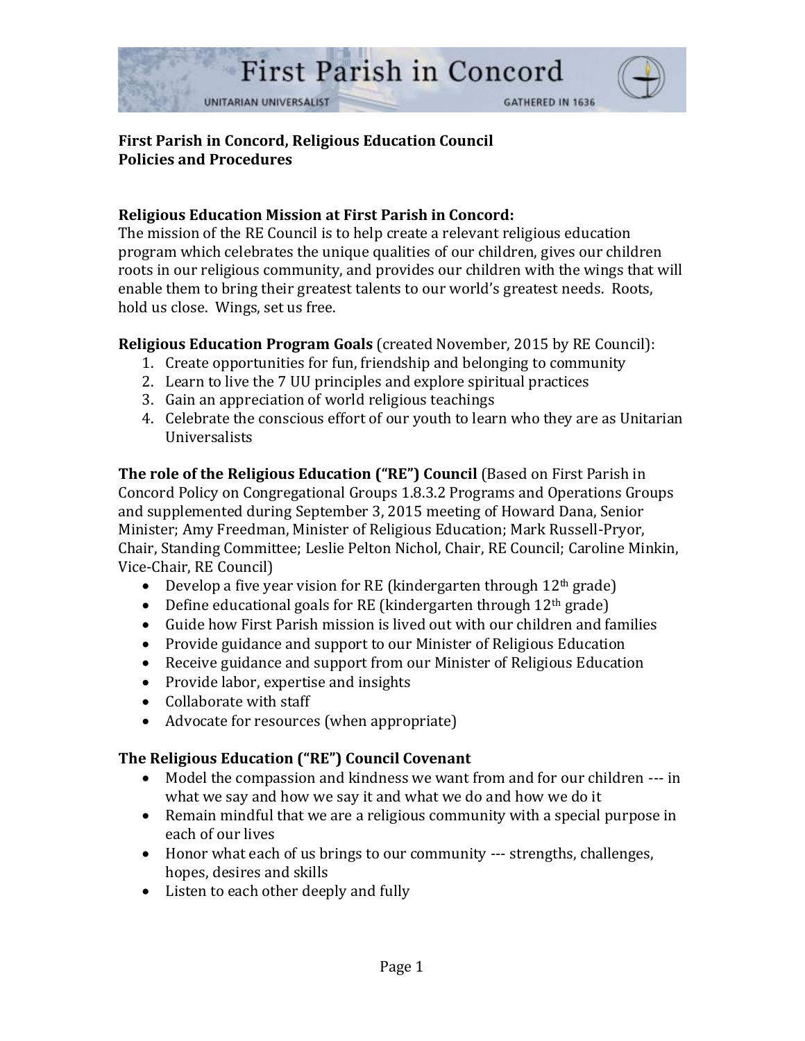# First Parish in Concord

UNITARIAN UNIVERSALIST — GATHERED IN 1636

**First Parish in Concord, Religious Education Council**
**Policies and Procedures**

**Religious Education Mission at First Parish in Concord:**
The mission of the RE Council is to help create a relevant religious education program which celebrates the unique qualities of our children, gives our children roots in our religious community, and provides our children with the wings that will enable them to bring their greatest talents to our world's greatest needs. Roots, hold us close. Wings, set us free.

**Religious Education Program Goals** (created November, 2015 by RE Council):

1. Create opportunities for fun, friendship and belonging to community
2. Learn to live the 7 UU principles and explore spiritual practices
3. Gain an appreciation of world religious teachings
4. Celebrate the conscious effort of our youth to learn who they are as Unitarian Universalists

**The role of the Religious Education ("RE") Council** (Based on First Parish in Concord Policy on Congregational Groups 1.8.3.2 Programs and Operations Groups and supplemented during September 3, 2015 meeting of Howard Dana, Senior Minister; Amy Freedman, Minister of Religious Education; Mark Russell-Pryor, Chair, Standing Committee; Leslie Pelton Nichol, Chair, RE Council; Caroline Minkin, Vice-Chair, RE Council)

- Develop a five year vision for RE (kindergarten through 12th grade)
- Define educational goals for RE (kindergarten through 12th grade)
- Guide how First Parish mission is lived out with our children and families
- Provide guidance and support to our Minister of Religious Education
- Receive guidance and support from our Minister of Religious Education
- Provide labor, expertise and insights
- Collaborate with staff
- Advocate for resources (when appropriate)

**The Religious Education ("RE") Council Covenant**

- Model the compassion and kindness we want from and for our children --- in what we say and how we say it and what we do and how we do it
- Remain mindful that we are a religious community with a special purpose in each of our lives
- Honor what each of us brings to our community --- strengths, challenges, hopes, desires and skills
- Listen to each other deeply and fully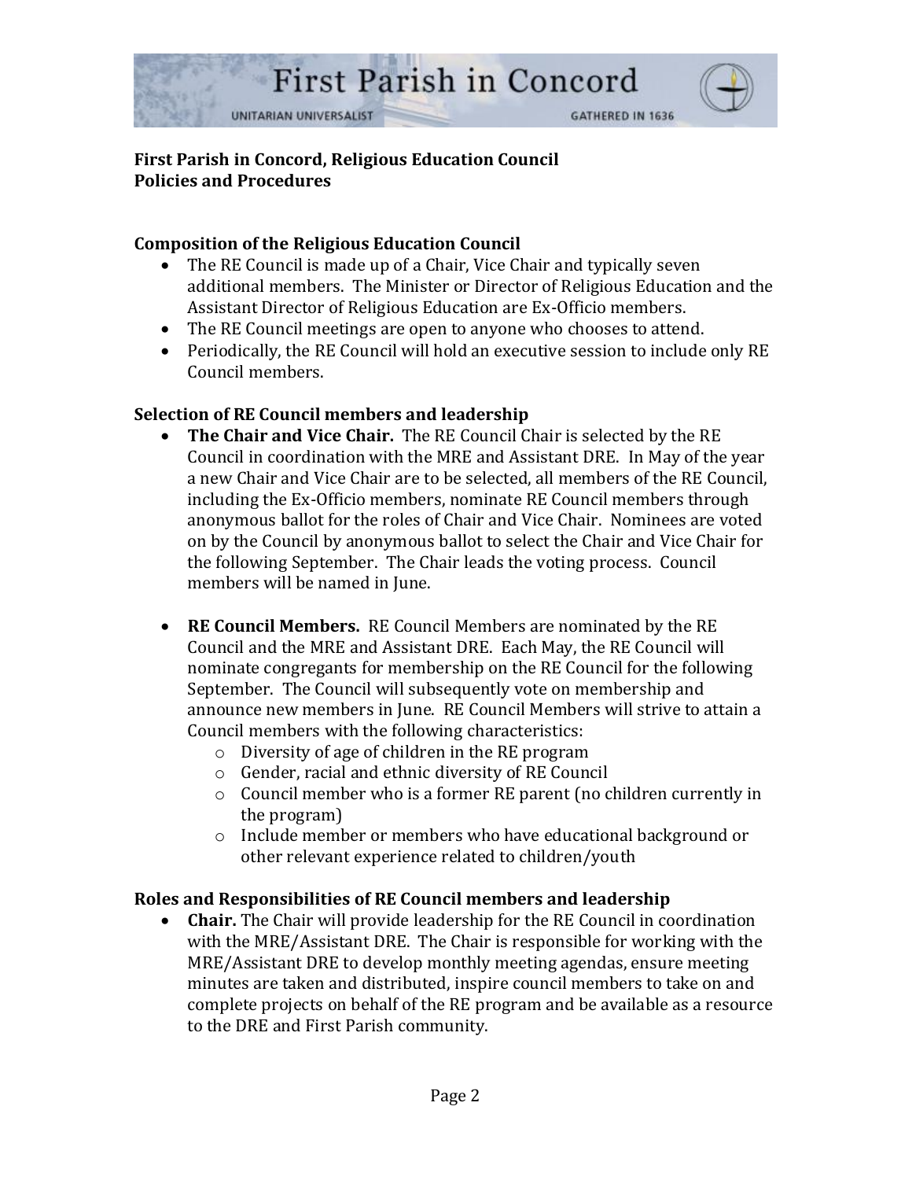**First Parish in Concord, Religious Education Council**
**Policies and Procedures**

### Composition of the Religious Education Council

- The RE Council is made up of a Chair, Vice Chair and typically seven additional members. The Minister or Director of Religious Education and the Assistant Director of Religious Education are Ex-Officio members.
- The RE Council meetings are open to anyone who chooses to attend.
- Periodically, the RE Council will hold an executive session to include only RE Council members.

### Selection of RE Council members and leadership

- **The Chair and Vice Chair.** The RE Council Chair is selected by the RE Council in coordination with the MRE and Assistant DRE. In May of the year a new Chair and Vice Chair are to be selected, all members of the RE Council, including the Ex-Officio members, nominate RE Council members through anonymous ballot for the roles of Chair and Vice Chair. Nominees are voted on by the Council by anonymous ballot to select the Chair and Vice Chair for the following September. The Chair leads the voting process. Council members will be named in June.

- **RE Council Members.** RE Council Members are nominated by the RE Council and the MRE and Assistant DRE. Each May, the RE Council will nominate congregants for membership on the RE Council for the following September. The Council will subsequently vote on membership and announce new members in June. RE Council Members will strive to attain a Council members with the following characteristics:
  - Diversity of age of children in the RE program
  - Gender, racial and ethnic diversity of RE Council
  - Council member who is a former RE parent (no children currently in the program)
  - Include member or members who have educational background or other relevant experience related to children/youth

### Roles and Responsibilities of RE Council members and leadership

- **Chair.** The Chair will provide leadership for the RE Council in coordination with the MRE/Assistant DRE. The Chair is responsible for working with the MRE/Assistant DRE to develop monthly meeting agendas, ensure meeting minutes are taken and distributed, inspire council members to take on and complete projects on behalf of the RE program and be available as a resource to the DRE and First Parish community.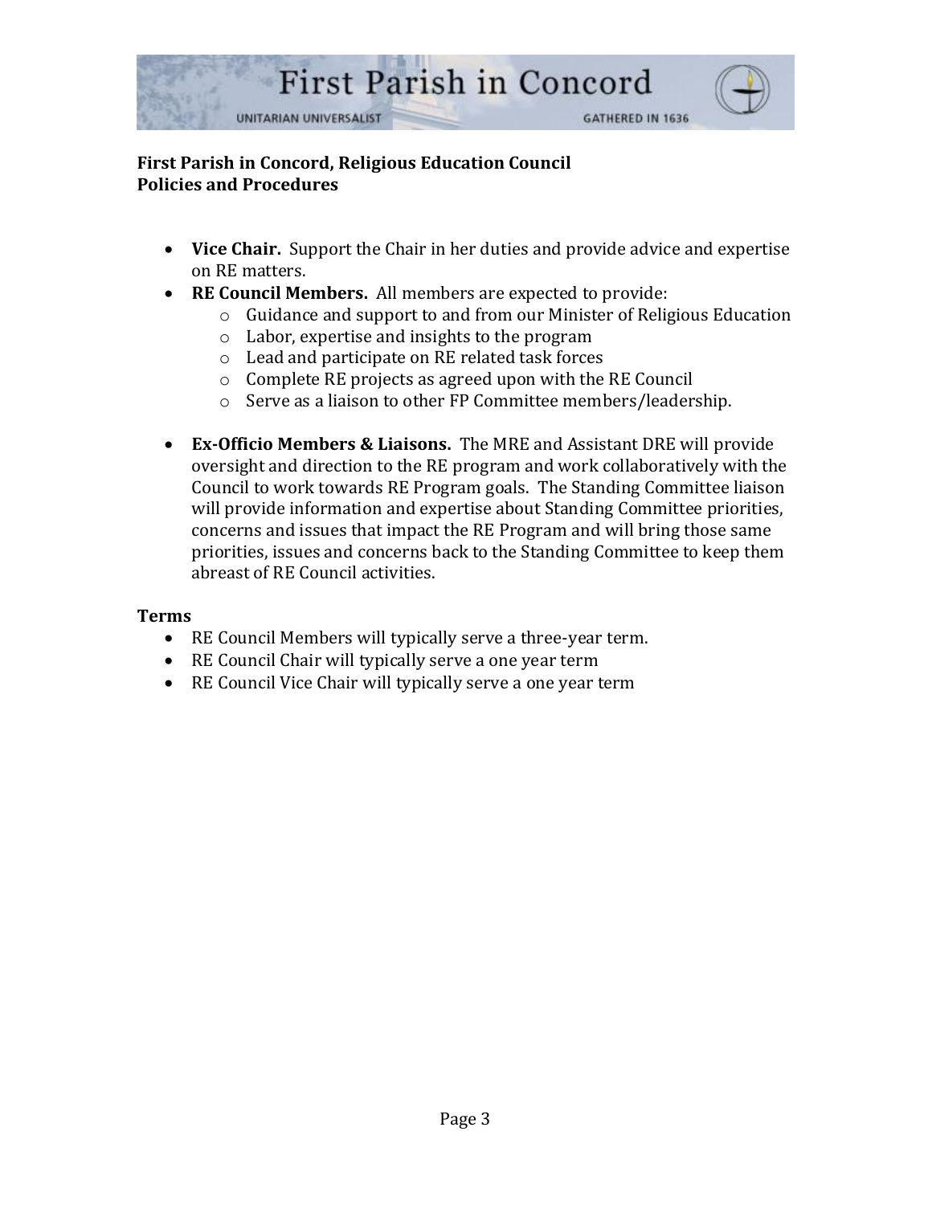**First Parish in Concord, Religious Education Council**
**Policies and Procedures**

- **Vice Chair.** Support the Chair in her duties and provide advice and expertise on RE matters.
- **RE Council Members.** All members are expected to provide:
  - Guidance and support to and from our Minister of Religious Education
  - Labor, expertise and insights to the program
  - Lead and participate on RE related task forces
  - Complete RE projects as agreed upon with the RE Council
  - Serve as a liaison to other FP Committee members/leadership.

- **Ex-Officio Members & Liaisons.** The MRE and Assistant DRE will provide oversight and direction to the RE program and work collaboratively with the Council to work towards RE Program goals. The Standing Committee liaison will provide information and expertise about Standing Committee priorities, concerns and issues that impact the RE Program and will bring those same priorities, issues and concerns back to the Standing Committee to keep them abreast of RE Council activities.

**Terms**

- RE Council Members will typically serve a three-year term.
- RE Council Chair will typically serve a one year term
- RE Council Vice Chair will typically serve a one year term